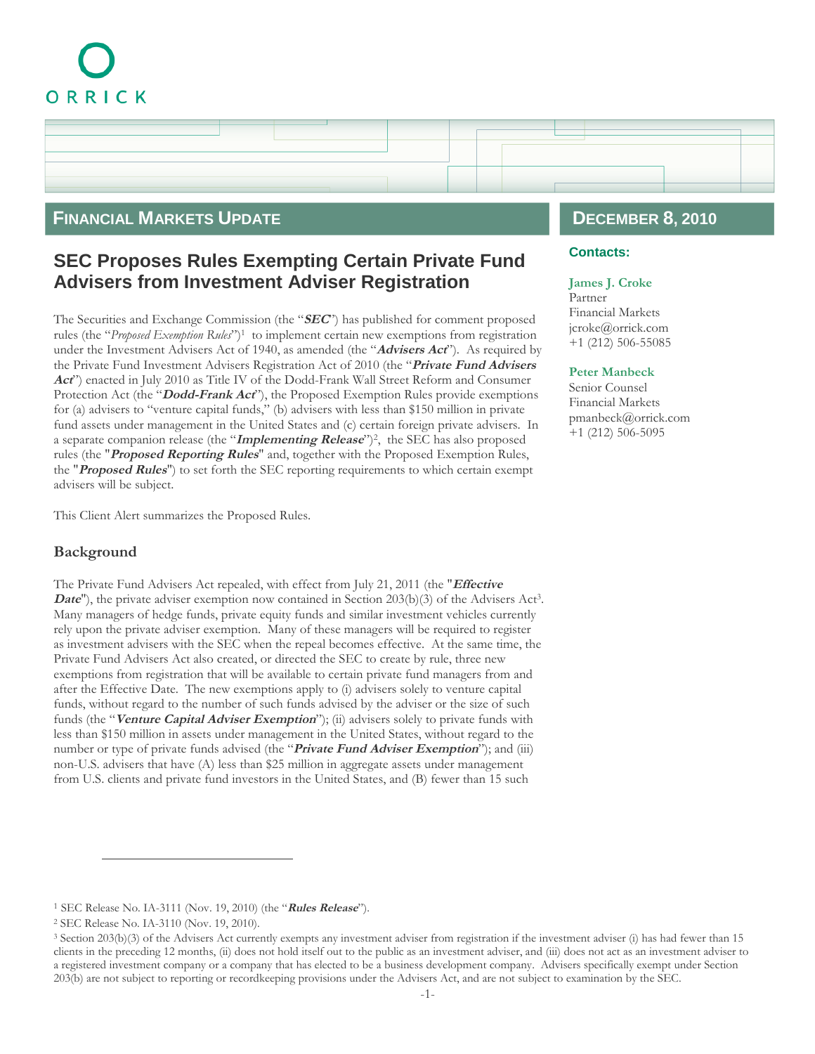ORRICK

**FINANCIAL MARKETS UPDATE**

**DECEMBER 8, 2010**

**Contacts:**

**James J. Croke**
Partner
Financial Markets
jcroke@orrick.com
+1 (212) 506-55085

**Peter Manbeck**
Senior Counsel
Financial Markets
pmanbeck@orrick.com
+1 (212) 506-5095

# SEC Proposes Rules Exempting Certain Private Fund Advisers from Investment Adviser Registration

The Securities and Exchange Commission (the "***SEC***") has published for comment proposed rules (the "*Proposed Exemption Rules*")[1] to implement certain new exemptions from registration under the Investment Advisers Act of 1940, as amended (the "***Advisers Act***"). As required by the Private Fund Investment Advisers Registration Act of 2010 (the "***Private Fund Advisers Act***") enacted in July 2010 as Title IV of the Dodd-Frank Wall Street Reform and Consumer Protection Act (the "***Dodd-Frank Act***"), the Proposed Exemption Rules provide exemptions for (a) advisers to "venture capital funds," (b) advisers with less than $150 million in private fund assets under management in the United States and (c) certain foreign private advisers. In a separate companion release (the "***Implementing Release***")[2], the SEC has also proposed rules (the "***Proposed Reporting Rules***" and, together with the Proposed Exemption Rules, the "***Proposed Rules***") to set forth the SEC reporting requirements to which certain exempt advisers will be subject.

This Client Alert summarizes the Proposed Rules.

## Background

The Private Fund Advisers Act repealed, with effect from July 21, 2011 (the "***Effective Date***"), the private adviser exemption now contained in Section 203(b)(3) of the Advisers Act[3]. Many managers of hedge funds, private equity funds and similar investment vehicles currently rely upon the private adviser exemption. Many of these managers will be required to register as investment advisers with the SEC when the repeal becomes effective. At the same time, the Private Fund Advisers Act also created, or directed the SEC to create by rule, three new exemptions from registration that will be available to certain private fund managers from and after the Effective Date. The new exemptions apply to (i) advisers solely to venture capital funds, without regard to the number of such funds advised by the adviser or the size of such funds (the "***Venture Capital Adviser Exemption***"); (ii) advisers solely to private funds with less than $150 million in assets under management in the United States, without regard to the number or type of private funds advised (the "***Private Fund Adviser Exemption***"); and (iii) non-U.S. advisers that have (A) less than $25 million in aggregate assets under management from U.S. clients and private fund investors in the United States, and (B) fewer than 15 such

---

[1] SEC Release No. IA-3111 (Nov. 19, 2010) (the "***Rules Release***").

[2] SEC Release No. IA-3110 (Nov. 19, 2010).

[3] Section 203(b)(3) of the Advisers Act currently exempts any investment adviser from registration if the investment adviser (i) has had fewer than 15 clients in the preceding 12 months, (ii) does not hold itself out to the public as an investment adviser, and (iii) does not act as an investment adviser to a registered investment company or a company that has elected to be a business development company. Advisers specifically exempt under Section 203(b) are not subject to reporting or recordkeeping provisions under the Advisers Act, and are not subject to examination by the SEC.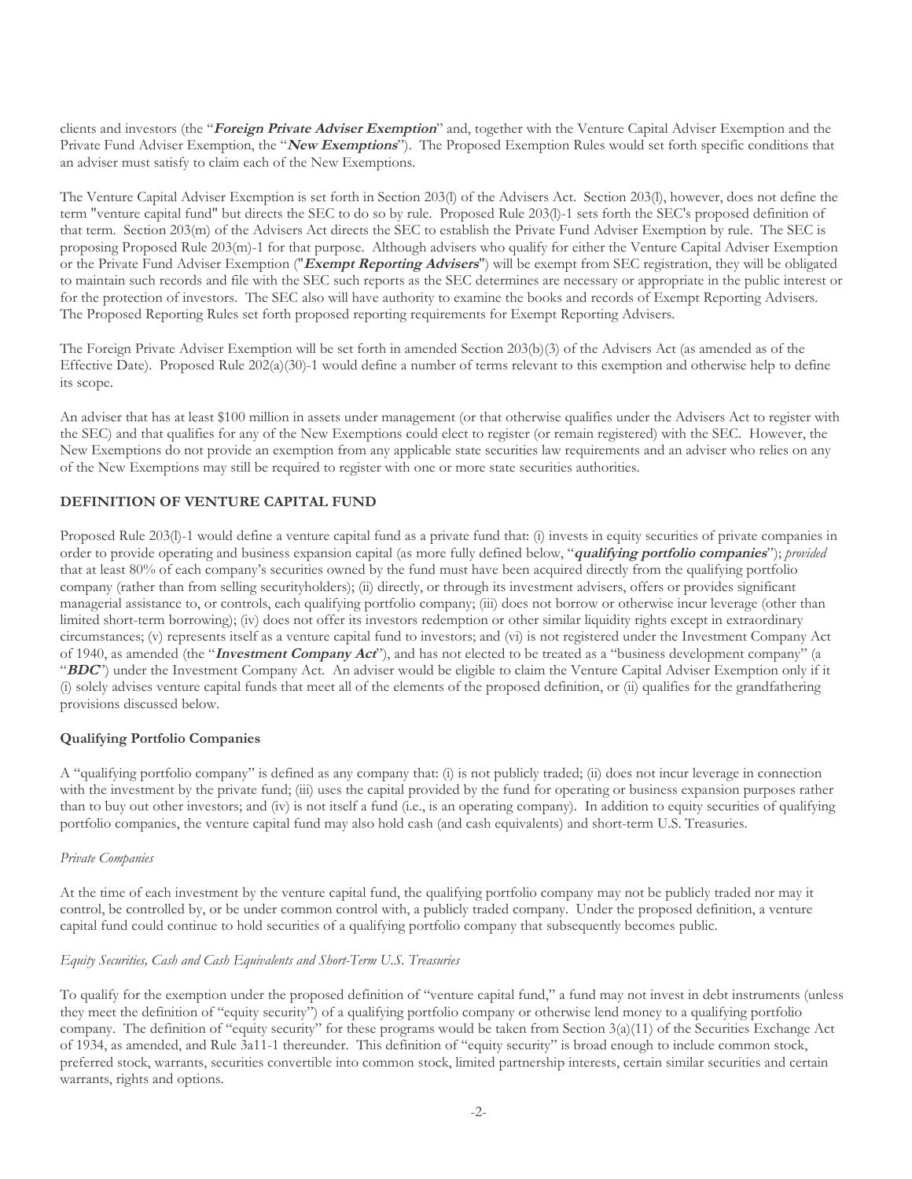clients and investors (the "***Foreign Private Adviser Exemption***" and, together with the Venture Capital Adviser Exemption and the Private Fund Adviser Exemption, the "***New Exemptions***"). The Proposed Exemption Rules would set forth specific conditions that an adviser must satisfy to claim each of the New Exemptions.

The Venture Capital Adviser Exemption is set forth in Section 203(l) of the Advisers Act. Section 203(l), however, does not define the term "venture capital fund" but directs the SEC to do so by rule. Proposed Rule 203(l)-1 sets forth the SEC's proposed definition of that term. Section 203(m) of the Advisers Act directs the SEC to establish the Private Fund Adviser Exemption by rule. The SEC is proposing Proposed Rule 203(m)-1 for that purpose. Although advisers who qualify for either the Venture Capital Adviser Exemption or the Private Fund Adviser Exemption ("***Exempt Reporting Advisers***") will be exempt from SEC registration, they will be obligated to maintain such records and file with the SEC such reports as the SEC determines are necessary or appropriate in the public interest or for the protection of investors. The SEC also will have authority to examine the books and records of Exempt Reporting Advisers. The Proposed Reporting Rules set forth proposed reporting requirements for Exempt Reporting Advisers.

The Foreign Private Adviser Exemption will be set forth in amended Section 203(b)(3) of the Advisers Act (as amended as of the Effective Date). Proposed Rule 202(a)(30)-1 would define a number of terms relevant to this exemption and otherwise help to define its scope.

An adviser that has at least $100 million in assets under management (or that otherwise qualifies under the Advisers Act to register with the SEC) and that qualifies for any of the New Exemptions could elect to register (or remain registered) with the SEC. However, the New Exemptions do not provide an exemption from any applicable state securities law requirements and an adviser who relies on any of the New Exemptions may still be required to register with one or more state securities authorities.

## DEFINITION OF VENTURE CAPITAL FUND

Proposed Rule 203(l)-1 would define a venture capital fund as a private fund that: (i) invests in equity securities of private companies in order to provide operating and business expansion capital (as more fully defined below, "***qualifying portfolio companies***"); *provided* that at least 80% of each company's securities owned by the fund must have been acquired directly from the qualifying portfolio company (rather than from selling securityholders); (ii) directly, or through its investment advisers, offers or provides significant managerial assistance to, or controls, each qualifying portfolio company; (iii) does not borrow or otherwise incur leverage (other than limited short-term borrowing); (iv) does not offer its investors redemption or other similar liquidity rights except in extraordinary circumstances; (v) represents itself as a venture capital fund to investors; and (vi) is not registered under the Investment Company Act of 1940, as amended (the "***Investment Company Act***"), and has not elected to be treated as a "business development company" (a "***BDC***") under the Investment Company Act. An adviser would be eligible to claim the Venture Capital Adviser Exemption only if it (i) solely advises venture capital funds that meet all of the elements of the proposed definition, or (ii) qualifies for the grandfathering provisions discussed below.

### Qualifying Portfolio Companies

A "qualifying portfolio company" is defined as any company that: (i) is not publicly traded; (ii) does not incur leverage in connection with the investment by the private fund; (iii) uses the capital provided by the fund for operating or business expansion purposes rather than to buy out other investors; and (iv) is not itself a fund (i.e., is an operating company). In addition to equity securities of qualifying portfolio companies, the venture capital fund may also hold cash (and cash equivalents) and short-term U.S. Treasuries.

*Private Companies*

At the time of each investment by the venture capital fund, the qualifying portfolio company may not be publicly traded nor may it control, be controlled by, or be under common control with, a publicly traded company. Under the proposed definition, a venture capital fund could continue to hold securities of a qualifying portfolio company that subsequently becomes public.

*Equity Securities, Cash and Cash Equivalents and Short-Term U.S. Treasuries*

To qualify for the exemption under the proposed definition of "venture capital fund," a fund may not invest in debt instruments (unless they meet the definition of "equity security") of a qualifying portfolio company or otherwise lend money to a qualifying portfolio company. The definition of "equity security" for these programs would be taken from Section 3(a)(11) of the Securities Exchange Act of 1934, as amended, and Rule 3a11-1 thereunder. This definition of "equity security" is broad enough to include common stock, preferred stock, warrants, securities convertible into common stock, limited partnership interests, certain similar securities and certain warrants, rights and options.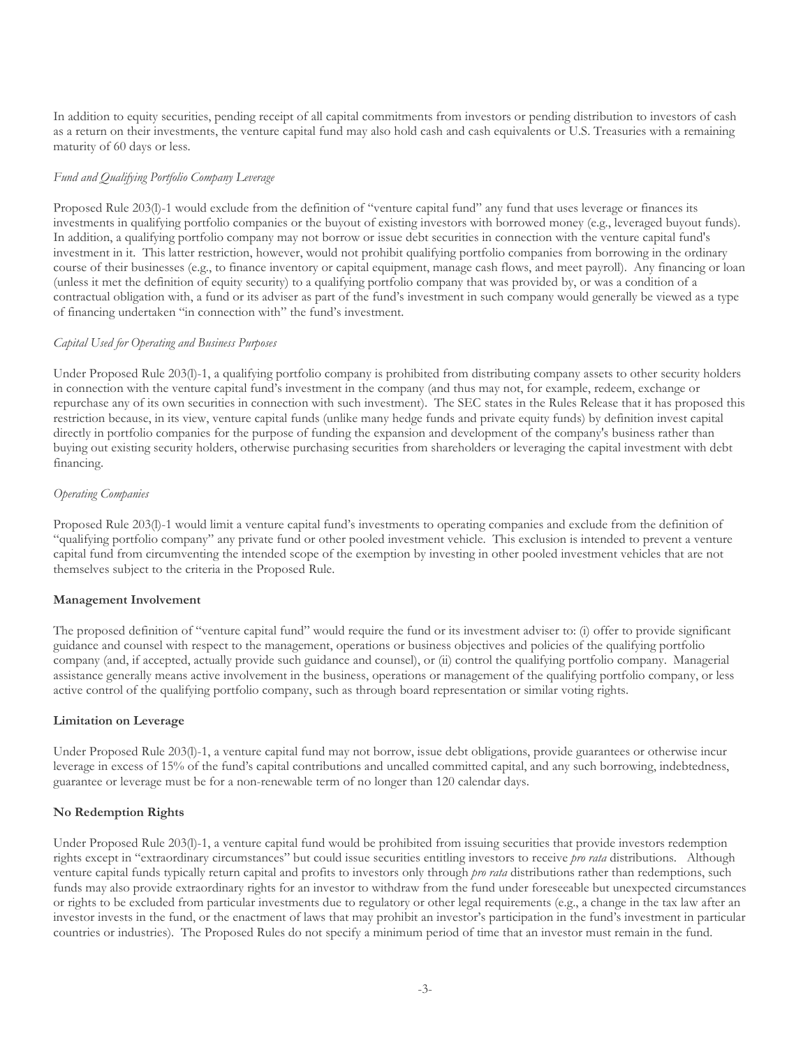In addition to equity securities, pending receipt of all capital commitments from investors or pending distribution to investors of cash as a return on their investments, the venture capital fund may also hold cash and cash equivalents or U.S. Treasuries with a remaining maturity of 60 days or less.

*Fund and Qualifying Portfolio Company Leverage*

Proposed Rule 203(l)-1 would exclude from the definition of "venture capital fund" any fund that uses leverage or finances its investments in qualifying portfolio companies or the buyout of existing investors with borrowed money (e.g., leveraged buyout funds). In addition, a qualifying portfolio company may not borrow or issue debt securities in connection with the venture capital fund's investment in it. This latter restriction, however, would not prohibit qualifying portfolio companies from borrowing in the ordinary course of their businesses (e.g., to finance inventory or capital equipment, manage cash flows, and meet payroll). Any financing or loan (unless it met the definition of equity security) to a qualifying portfolio company that was provided by, or was a condition of a contractual obligation with, a fund or its adviser as part of the fund's investment in such company would generally be viewed as a type of financing undertaken "in connection with" the fund's investment.

*Capital Used for Operating and Business Purposes*

Under Proposed Rule 203(l)-1, a qualifying portfolio company is prohibited from distributing company assets to other security holders in connection with the venture capital fund's investment in the company (and thus may not, for example, redeem, exchange or repurchase any of its own securities in connection with such investment). The SEC states in the Rules Release that it has proposed this restriction because, in its view, venture capital funds (unlike many hedge funds and private equity funds) by definition invest capital directly in portfolio companies for the purpose of funding the expansion and development of the company's business rather than buying out existing security holders, otherwise purchasing securities from shareholders or leveraging the capital investment with debt financing.

*Operating Companies*

Proposed Rule 203(l)-1 would limit a venture capital fund's investments to operating companies and exclude from the definition of "qualifying portfolio company" any private fund or other pooled investment vehicle. This exclusion is intended to prevent a venture capital fund from circumventing the intended scope of the exemption by investing in other pooled investment vehicles that are not themselves subject to the criteria in the Proposed Rule.

**Management Involvement**

The proposed definition of "venture capital fund" would require the fund or its investment adviser to: (i) offer to provide significant guidance and counsel with respect to the management, operations or business objectives and policies of the qualifying portfolio company (and, if accepted, actually provide such guidance and counsel), or (ii) control the qualifying portfolio company. Managerial assistance generally means active involvement in the business, operations or management of the qualifying portfolio company, or less active control of the qualifying portfolio company, such as through board representation or similar voting rights.

**Limitation on Leverage**

Under Proposed Rule 203(l)-1, a venture capital fund may not borrow, issue debt obligations, provide guarantees or otherwise incur leverage in excess of 15% of the fund's capital contributions and uncalled committed capital, and any such borrowing, indebtedness, guarantee or leverage must be for a non-renewable term of no longer than 120 calendar days.

**No Redemption Rights**

Under Proposed Rule 203(l)-1, a venture capital fund would be prohibited from issuing securities that provide investors redemption rights except in "extraordinary circumstances" but could issue securities entitling investors to receive *pro rata* distributions. Although venture capital funds typically return capital and profits to investors only through *pro rata* distributions rather than redemptions, such funds may also provide extraordinary rights for an investor to withdraw from the fund under foreseeable but unexpected circumstances or rights to be excluded from particular investments due to regulatory or other legal requirements (e.g., a change in the tax law after an investor invests in the fund, or the enactment of laws that may prohibit an investor's participation in the fund's investment in particular countries or industries). The Proposed Rules do not specify a minimum period of time that an investor must remain in the fund.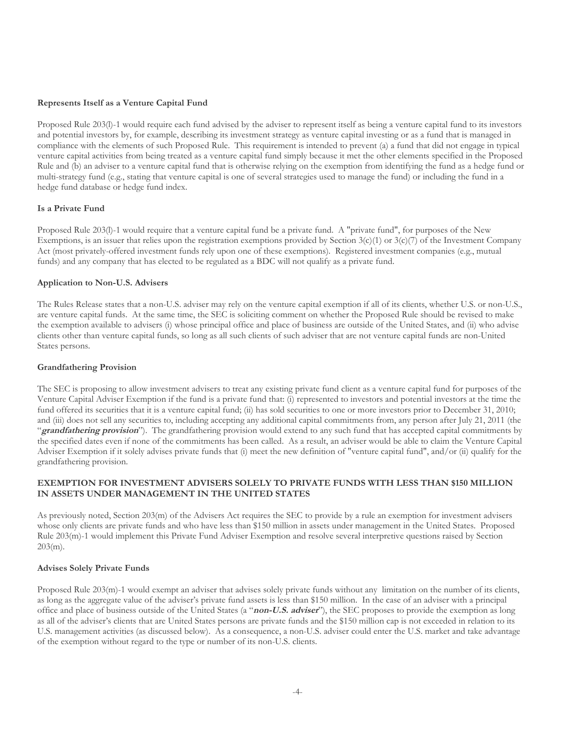**Represents Itself as a Venture Capital Fund**

Proposed Rule 203(l)-1 would require each fund advised by the adviser to represent itself as being a venture capital fund to its investors and potential investors by, for example, describing its investment strategy as venture capital investing or as a fund that is managed in compliance with the elements of such Proposed Rule. This requirement is intended to prevent (a) a fund that did not engage in typical venture capital activities from being treated as a venture capital fund simply because it met the other elements specified in the Proposed Rule and (b) an adviser to a venture capital fund that is otherwise relying on the exemption from identifying the fund as a hedge fund or multi-strategy fund (e.g., stating that venture capital is one of several strategies used to manage the fund) or including the fund in a hedge fund database or hedge fund index.

**Is a Private Fund**

Proposed Rule 203(l)-1 would require that a venture capital fund be a private fund. A "private fund", for purposes of the New Exemptions, is an issuer that relies upon the registration exemptions provided by Section 3(c)(1) or 3(c)(7) of the Investment Company Act (most privately-offered investment funds rely upon one of these exemptions). Registered investment companies (e.g., mutual funds) and any company that has elected to be regulated as a BDC will not qualify as a private fund.

**Application to Non-U.S. Advisers**

The Rules Release states that a non-U.S. adviser may rely on the venture capital exemption if all of its clients, whether U.S. or non-U.S., are venture capital funds. At the same time, the SEC is soliciting comment on whether the Proposed Rule should be revised to make the exemption available to advisers (i) whose principal office and place of business are outside of the United States, and (ii) who advise clients other than venture capital funds, so long as all such clients of such adviser that are not venture capital funds are non-United States persons.

**Grandfathering Provision**

The SEC is proposing to allow investment advisers to treat any existing private fund client as a venture capital fund for purposes of the Venture Capital Adviser Exemption if the fund is a private fund that: (i) represented to investors and potential investors at the time the fund offered its securities that it is a venture capital fund; (ii) has sold securities to one or more investors prior to December 31, 2010; and (iii) does not sell any securities to, including accepting any additional capital commitments from, any person after July 21, 2011 (the "***grandfathering provision***"). The grandfathering provision would extend to any such fund that has accepted capital commitments by the specified dates even if none of the commitments has been called. As a result, an adviser would be able to claim the Venture Capital Adviser Exemption if it solely advises private funds that (i) meet the new definition of "venture capital fund", and/or (ii) qualify for the grandfathering provision.

**EXEMPTION FOR INVESTMENT ADVISERS SOLELY TO PRIVATE FUNDS WITH LESS THAN $150 MILLION IN ASSETS UNDER MANAGEMENT IN THE UNITED STATES**

As previously noted, Section 203(m) of the Advisers Act requires the SEC to provide by a rule an exemption for investment advisers whose only clients are private funds and who have less than $150 million in assets under management in the United States. Proposed Rule 203(m)-1 would implement this Private Fund Adviser Exemption and resolve several interpretive questions raised by Section 203(m).

**Advises Solely Private Funds**

Proposed Rule 203(m)-1 would exempt an adviser that advises solely private funds without any limitation on the number of its clients, as long as the aggregate value of the adviser's private fund assets is less than $150 million. In the case of an adviser with a principal office and place of business outside of the United States (a "***non-U.S. adviser***"), the SEC proposes to provide the exemption as long as all of the adviser's clients that are United States persons are private funds and the $150 million cap is not exceeded in relation to its U.S. management activities (as discussed below). As a consequence, a non-U.S. adviser could enter the U.S. market and take advantage of the exemption without regard to the type or number of its non-U.S. clients.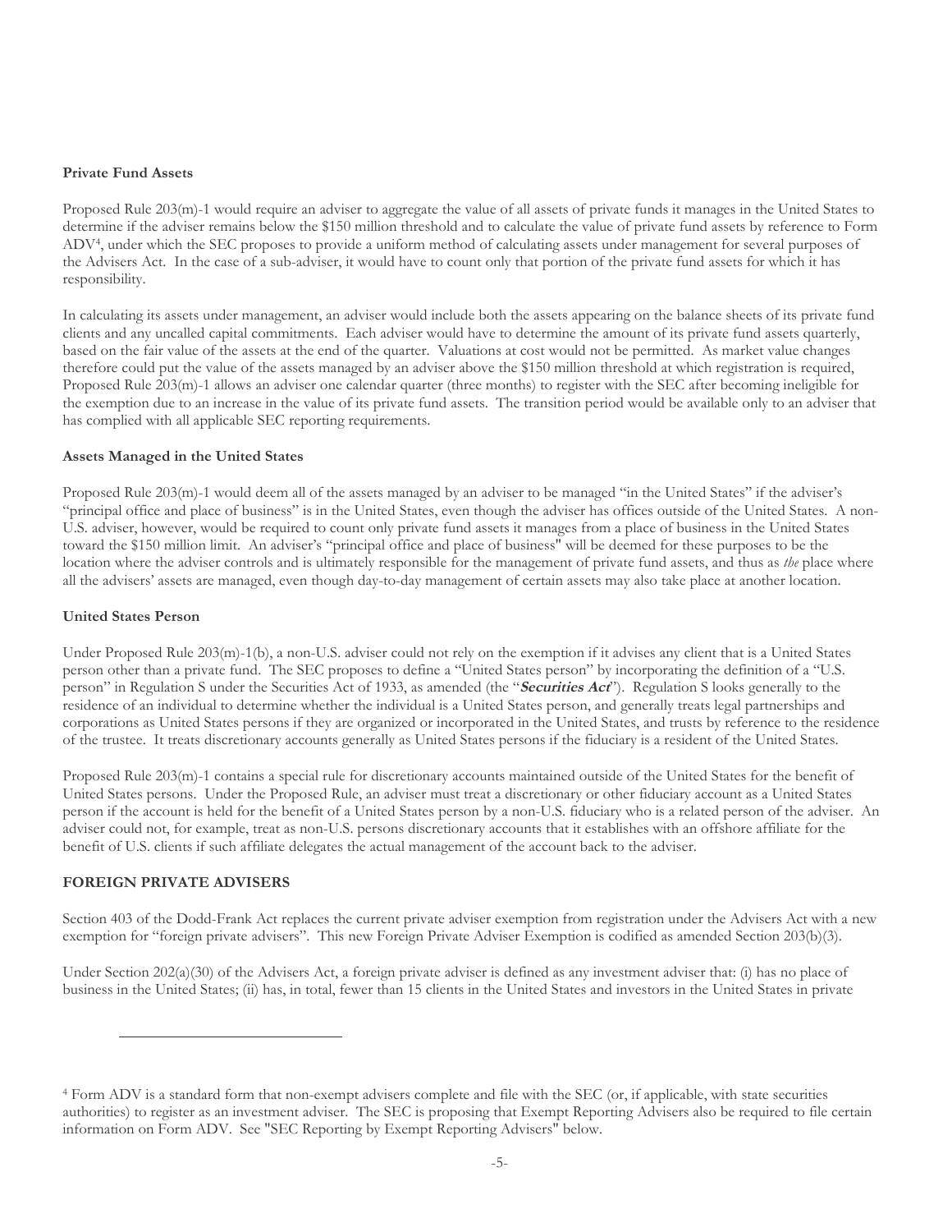**Private Fund Assets**

Proposed Rule 203(m)-1 would require an adviser to aggregate the value of all assets of private funds it manages in the United States to determine if the adviser remains below the $150 million threshold and to calculate the value of private fund assets by reference to Form ADV[4], under which the SEC proposes to provide a uniform method of calculating assets under management for several purposes of the Advisers Act. In the case of a sub-adviser, it would have to count only that portion of the private fund assets for which it has responsibility.

In calculating its assets under management, an adviser would include both the assets appearing on the balance sheets of its private fund clients and any uncalled capital commitments. Each adviser would have to determine the amount of its private fund assets quarterly, based on the fair value of the assets at the end of the quarter. Valuations at cost would not be permitted. As market value changes therefore could put the value of the assets managed by an adviser above the $150 million threshold at which registration is required, Proposed Rule 203(m)-1 allows an adviser one calendar quarter (three months) to register with the SEC after becoming ineligible for the exemption due to an increase in the value of its private fund assets. The transition period would be available only to an adviser that has complied with all applicable SEC reporting requirements.

**Assets Managed in the United States**

Proposed Rule 203(m)-1 would deem all of the assets managed by an adviser to be managed "in the United States" if the adviser's "principal office and place of business" is in the United States, even though the adviser has offices outside of the United States. A non-U.S. adviser, however, would be required to count only private fund assets it manages from a place of business in the United States toward the $150 million limit. An adviser's "principal office and place of business" will be deemed for these purposes to be the location where the adviser controls and is ultimately responsible for the management of private fund assets, and thus as *the* place where all the advisers' assets are managed, even though day-to-day management of certain assets may also take place at another location.

**United States Person**

Under Proposed Rule 203(m)-1(b), a non-U.S. adviser could not rely on the exemption if it advises any client that is a United States person other than a private fund. The SEC proposes to define a "United States person" by incorporating the definition of a "U.S. person" in Regulation S under the Securities Act of 1933, as amended (the "***Securities Act***"). Regulation S looks generally to the residence of an individual to determine whether the individual is a United States person, and generally treats legal partnerships and corporations as United States persons if they are organized or incorporated in the United States, and trusts by reference to the residence of the trustee. It treats discretionary accounts generally as United States persons if the fiduciary is a resident of the United States.

Proposed Rule 203(m)-1 contains a special rule for discretionary accounts maintained outside of the United States for the benefit of United States persons. Under the Proposed Rule, an adviser must treat a discretionary or other fiduciary account as a United States person if the account is held for the benefit of a United States person by a non-U.S. fiduciary who is a related person of the adviser. An adviser could not, for example, treat as non-U.S. persons discretionary accounts that it establishes with an offshore affiliate for the benefit of U.S. clients if such affiliate delegates the actual management of the account back to the adviser.

**FOREIGN PRIVATE ADVISERS**

Section 403 of the Dodd-Frank Act replaces the current private adviser exemption from registration under the Advisers Act with a new exemption for "foreign private advisers". This new Foreign Private Adviser Exemption is codified as amended Section 203(b)(3).

Under Section 202(a)(30) of the Advisers Act, a foreign private adviser is defined as any investment adviser that: (i) has no place of business in the United States; (ii) has, in total, fewer than 15 clients in the United States and investors in the United States in private

---

[4] Form ADV is a standard form that non-exempt advisers complete and file with the SEC (or, if applicable, with state securities authorities) to register as an investment adviser. The SEC is proposing that Exempt Reporting Advisers also be required to file certain information on Form ADV. See "SEC Reporting by Exempt Reporting Advisers" below.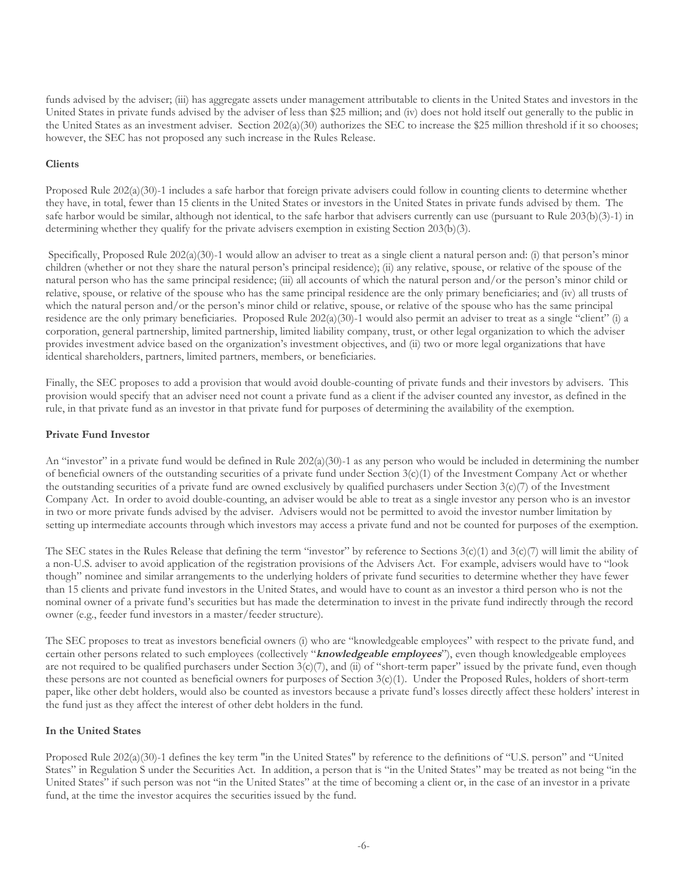funds advised by the adviser; (iii) has aggregate assets under management attributable to clients in the United States and investors in the United States in private funds advised by the adviser of less than $25 million; and (iv) does not hold itself out generally to the public in the United States as an investment adviser. Section 202(a)(30) authorizes the SEC to increase the $25 million threshold if it so chooses; however, the SEC has not proposed any such increase in the Rules Release.

**Clients**

Proposed Rule 202(a)(30)-1 includes a safe harbor that foreign private advisers could follow in counting clients to determine whether they have, in total, fewer than 15 clients in the United States or investors in the United States in private funds advised by them. The safe harbor would be similar, although not identical, to the safe harbor that advisers currently can use (pursuant to Rule 203(b)(3)-1) in determining whether they qualify for the private advisers exemption in existing Section 203(b)(3).

Specifically, Proposed Rule 202(a)(30)-1 would allow an adviser to treat as a single client a natural person and: (i) that person's minor children (whether or not they share the natural person's principal residence); (ii) any relative, spouse, or relative of the spouse of the natural person who has the same principal residence; (iii) all accounts of which the natural person and/or the person's minor child or relative, spouse, or relative of the spouse who has the same principal residence are the only primary beneficiaries; and (iv) all trusts of which the natural person and/or the person's minor child or relative, spouse, or relative of the spouse who has the same principal residence are the only primary beneficiaries. Proposed Rule 202(a)(30)-1 would also permit an adviser to treat as a single "client" (i) a corporation, general partnership, limited partnership, limited liability company, trust, or other legal organization to which the adviser provides investment advice based on the organization's investment objectives, and (ii) two or more legal organizations that have identical shareholders, partners, limited partners, members, or beneficiaries.

Finally, the SEC proposes to add a provision that would avoid double-counting of private funds and their investors by advisers. This provision would specify that an adviser need not count a private fund as a client if the adviser counted any investor, as defined in the rule, in that private fund as an investor in that private fund for purposes of determining the availability of the exemption.

**Private Fund Investor**

An "investor" in a private fund would be defined in Rule 202(a)(30)-1 as any person who would be included in determining the number of beneficial owners of the outstanding securities of a private fund under Section 3(c)(1) of the Investment Company Act or whether the outstanding securities of a private fund are owned exclusively by qualified purchasers under Section 3(c)(7) of the Investment Company Act. In order to avoid double-counting, an adviser would be able to treat as a single investor any person who is an investor in two or more private funds advised by the adviser. Advisers would not be permitted to avoid the investor number limitation by setting up intermediate accounts through which investors may access a private fund and not be counted for purposes of the exemption.

The SEC states in the Rules Release that defining the term "investor" by reference to Sections 3(c)(1) and 3(c)(7) will limit the ability of a non-U.S. adviser to avoid application of the registration provisions of the Advisers Act. For example, advisers would have to "look though" nominee and similar arrangements to the underlying holders of private fund securities to determine whether they have fewer than 15 clients and private fund investors in the United States, and would have to count as an investor a third person who is not the nominal owner of a private fund's securities but has made the determination to invest in the private fund indirectly through the record owner (e.g., feeder fund investors in a master/feeder structure).

The SEC proposes to treat as investors beneficial owners (i) who are "knowledgeable employees" with respect to the private fund, and certain other persons related to such employees (collectively "***knowledgeable employees***"), even though knowledgeable employees are not required to be qualified purchasers under Section 3(c)(7), and (ii) of "short-term paper" issued by the private fund, even though these persons are not counted as beneficial owners for purposes of Section 3(c)(1). Under the Proposed Rules, holders of short-term paper, like other debt holders, would also be counted as investors because a private fund's losses directly affect these holders' interest in the fund just as they affect the interest of other debt holders in the fund.

**In the United States**

Proposed Rule 202(a)(30)-1 defines the key term "in the United States" by reference to the definitions of "U.S. person" and "United States" in Regulation S under the Securities Act. In addition, a person that is "in the United States" may be treated as not being "in the United States" if such person was not "in the United States" at the time of becoming a client or, in the case of an investor in a private fund, at the time the investor acquires the securities issued by the fund.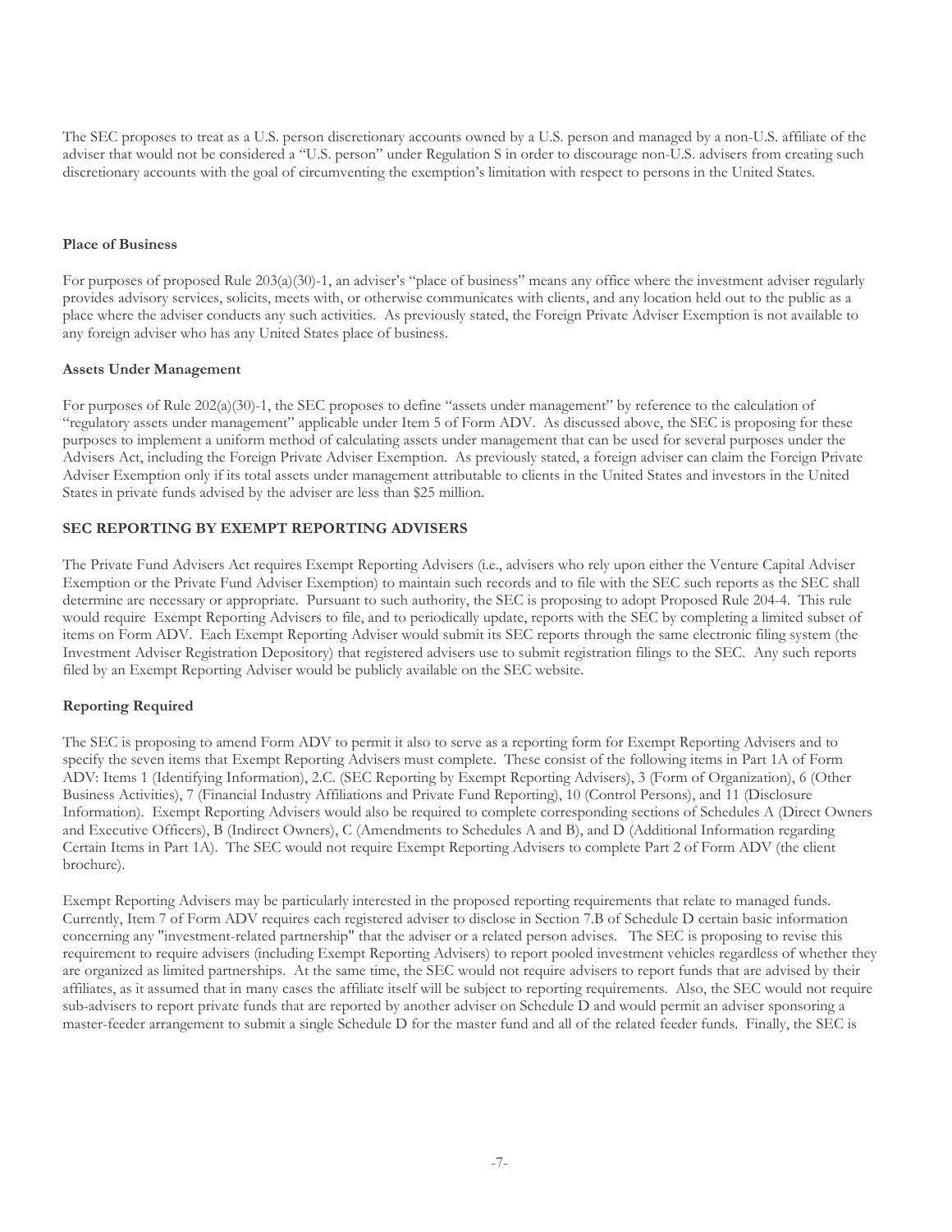The SEC proposes to treat as a U.S. person discretionary accounts owned by a U.S. person and managed by a non-U.S. affiliate of the adviser that would not be considered a "U.S. person" under Regulation S in order to discourage non-U.S. advisers from creating such discretionary accounts with the goal of circumventing the exemption's limitation with respect to persons in the United States.

**Place of Business**

For purposes of proposed Rule 203(a)(30)-1, an adviser's "place of business" means any office where the investment adviser regularly provides advisory services, solicits, meets with, or otherwise communicates with clients, and any location held out to the public as a place where the adviser conducts any such activities. As previously stated, the Foreign Private Adviser Exemption is not available to any foreign adviser who has any United States place of business.

**Assets Under Management**

For purposes of Rule 202(a)(30)-1, the SEC proposes to define "assets under management" by reference to the calculation of "regulatory assets under management" applicable under Item 5 of Form ADV. As discussed above, the SEC is proposing for these purposes to implement a uniform method of calculating assets under management that can be used for several purposes under the Advisers Act, including the Foreign Private Adviser Exemption. As previously stated, a foreign adviser can claim the Foreign Private Adviser Exemption only if its total assets under management attributable to clients in the United States and investors in the United States in private funds advised by the adviser are less than $25 million.

**SEC REPORTING BY EXEMPT REPORTING ADVISERS**

The Private Fund Advisers Act requires Exempt Reporting Advisers (i.e., advisers who rely upon either the Venture Capital Adviser Exemption or the Private Fund Adviser Exemption) to maintain such records and to file with the SEC such reports as the SEC shall determine are necessary or appropriate. Pursuant to such authority, the SEC is proposing to adopt Proposed Rule 204-4. This rule would require Exempt Reporting Advisers to file, and to periodically update, reports with the SEC by completing a limited subset of items on Form ADV. Each Exempt Reporting Adviser would submit its SEC reports through the same electronic filing system (the Investment Adviser Registration Depository) that registered advisers use to submit registration filings to the SEC. Any such reports filed by an Exempt Reporting Adviser would be publicly available on the SEC website.

**Reporting Required**

The SEC is proposing to amend Form ADV to permit it also to serve as a reporting form for Exempt Reporting Advisers and to specify the seven items that Exempt Reporting Advisers must complete. These consist of the following items in Part 1A of Form ADV: Items 1 (Identifying Information), 2.C. (SEC Reporting by Exempt Reporting Advisers), 3 (Form of Organization), 6 (Other Business Activities), 7 (Financial Industry Affiliations and Private Fund Reporting), 10 (Control Persons), and 11 (Disclosure Information). Exempt Reporting Advisers would also be required to complete corresponding sections of Schedules A (Direct Owners and Executive Officers), B (Indirect Owners), C (Amendments to Schedules A and B), and D (Additional Information regarding Certain Items in Part 1A). The SEC would not require Exempt Reporting Advisers to complete Part 2 of Form ADV (the client brochure).

Exempt Reporting Advisers may be particularly interested in the proposed reporting requirements that relate to managed funds. Currently, Item 7 of Form ADV requires each registered adviser to disclose in Section 7.B of Schedule D certain basic information concerning any "investment-related partnership" that the adviser or a related person advises. The SEC is proposing to revise this requirement to require advisers (including Exempt Reporting Advisers) to report pooled investment vehicles regardless of whether they are organized as limited partnerships. At the same time, the SEC would not require advisers to report funds that are advised by their affiliates, as it assumed that in many cases the affiliate itself will be subject to reporting requirements. Also, the SEC would not require sub-advisers to report private funds that are reported by another adviser on Schedule D and would permit an adviser sponsoring a master-feeder arrangement to submit a single Schedule D for the master fund and all of the related feeder funds. Finally, the SEC is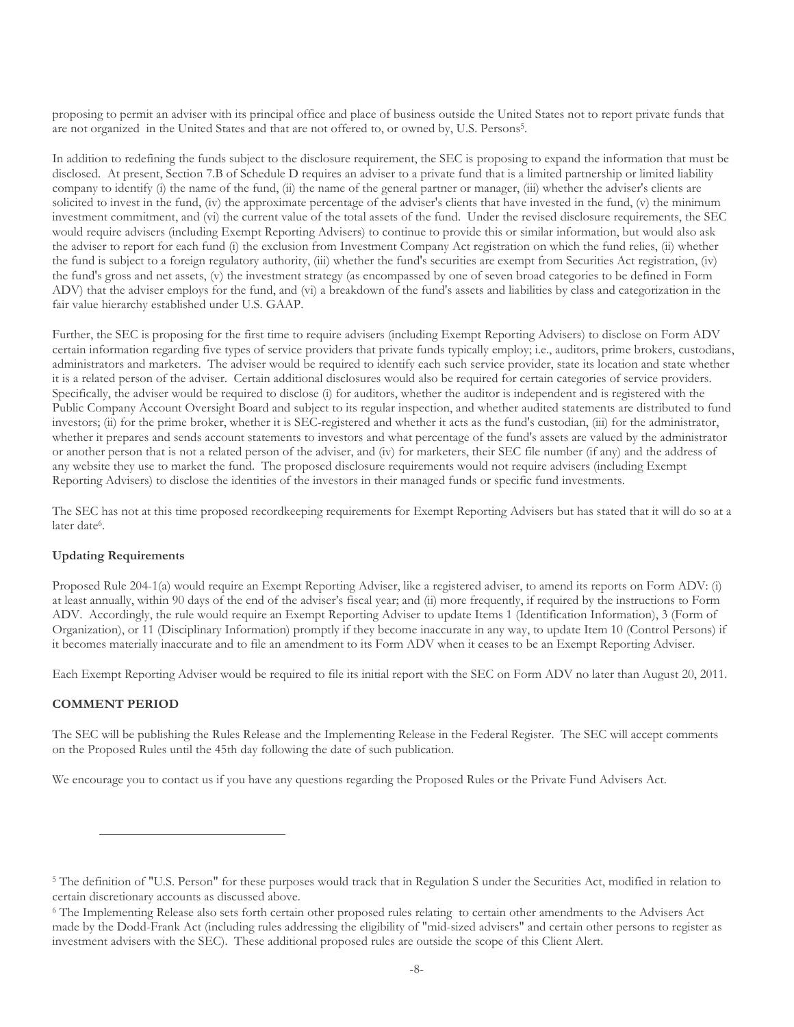proposing to permit an adviser with its principal office and place of business outside the United States not to report private funds that are not organized in the United States and that are not offered to, or owned by, U.S. Persons[5].

In addition to redefining the funds subject to the disclosure requirement, the SEC is proposing to expand the information that must be disclosed. At present, Section 7.B of Schedule D requires an adviser to a private fund that is a limited partnership or limited liability company to identify (i) the name of the fund, (ii) the name of the general partner or manager, (iii) whether the adviser's clients are solicited to invest in the fund, (iv) the approximate percentage of the adviser's clients that have invested in the fund, (v) the minimum investment commitment, and (vi) the current value of the total assets of the fund. Under the revised disclosure requirements, the SEC would require advisers (including Exempt Reporting Advisers) to continue to provide this or similar information, but would also ask the adviser to report for each fund (i) the exclusion from Investment Company Act registration on which the fund relies, (ii) whether the fund is subject to a foreign regulatory authority, (iii) whether the fund's securities are exempt from Securities Act registration, (iv) the fund's gross and net assets, (v) the investment strategy (as encompassed by one of seven broad categories to be defined in Form ADV) that the adviser employs for the fund, and (vi) a breakdown of the fund's assets and liabilities by class and categorization in the fair value hierarchy established under U.S. GAAP.

Further, the SEC is proposing for the first time to require advisers (including Exempt Reporting Advisers) to disclose on Form ADV certain information regarding five types of service providers that private funds typically employ; i.e., auditors, prime brokers, custodians, administrators and marketers. The adviser would be required to identify each such service provider, state its location and state whether it is a related person of the adviser. Certain additional disclosures would also be required for certain categories of service providers. Specifically, the adviser would be required to disclose (i) for auditors, whether the auditor is independent and is registered with the Public Company Account Oversight Board and subject to its regular inspection, and whether audited statements are distributed to fund investors; (ii) for the prime broker, whether it is SEC-registered and whether it acts as the fund's custodian, (iii) for the administrator, whether it prepares and sends account statements to investors and what percentage of the fund's assets are valued by the administrator or another person that is not a related person of the adviser, and (iv) for marketers, their SEC file number (if any) and the address of any website they use to market the fund. The proposed disclosure requirements would not require advisers (including Exempt Reporting Advisers) to disclose the identities of the investors in their managed funds or specific fund investments.

The SEC has not at this time proposed recordkeeping requirements for Exempt Reporting Advisers but has stated that it will do so at a later date[6].

**Updating Requirements**

Proposed Rule 204-1(a) would require an Exempt Reporting Adviser, like a registered adviser, to amend its reports on Form ADV: (i) at least annually, within 90 days of the end of the adviser's fiscal year; and (ii) more frequently, if required by the instructions to Form ADV. Accordingly, the rule would require an Exempt Reporting Adviser to update Items 1 (Identification Information), 3 (Form of Organization), or 11 (Disciplinary Information) promptly if they become inaccurate in any way, to update Item 10 (Control Persons) if it becomes materially inaccurate and to file an amendment to its Form ADV when it ceases to be an Exempt Reporting Adviser.

Each Exempt Reporting Adviser would be required to file its initial report with the SEC on Form ADV no later than August 20, 2011.

**COMMENT PERIOD**

The SEC will be publishing the Rules Release and the Implementing Release in the Federal Register. The SEC will accept comments on the Proposed Rules until the 45th day following the date of such publication.

We encourage you to contact us if you have any questions regarding the Proposed Rules or the Private Fund Advisers Act.

---

[5] The definition of "U.S. Person" for these purposes would track that in Regulation S under the Securities Act, modified in relation to certain discretionary accounts as discussed above.

[6] The Implementing Release also sets forth certain other proposed rules relating to certain other amendments to the Advisers Act made by the Dodd-Frank Act (including rules addressing the eligibility of "mid-sized advisers" and certain other persons to register as investment advisers with the SEC). These additional proposed rules are outside the scope of this Client Alert.